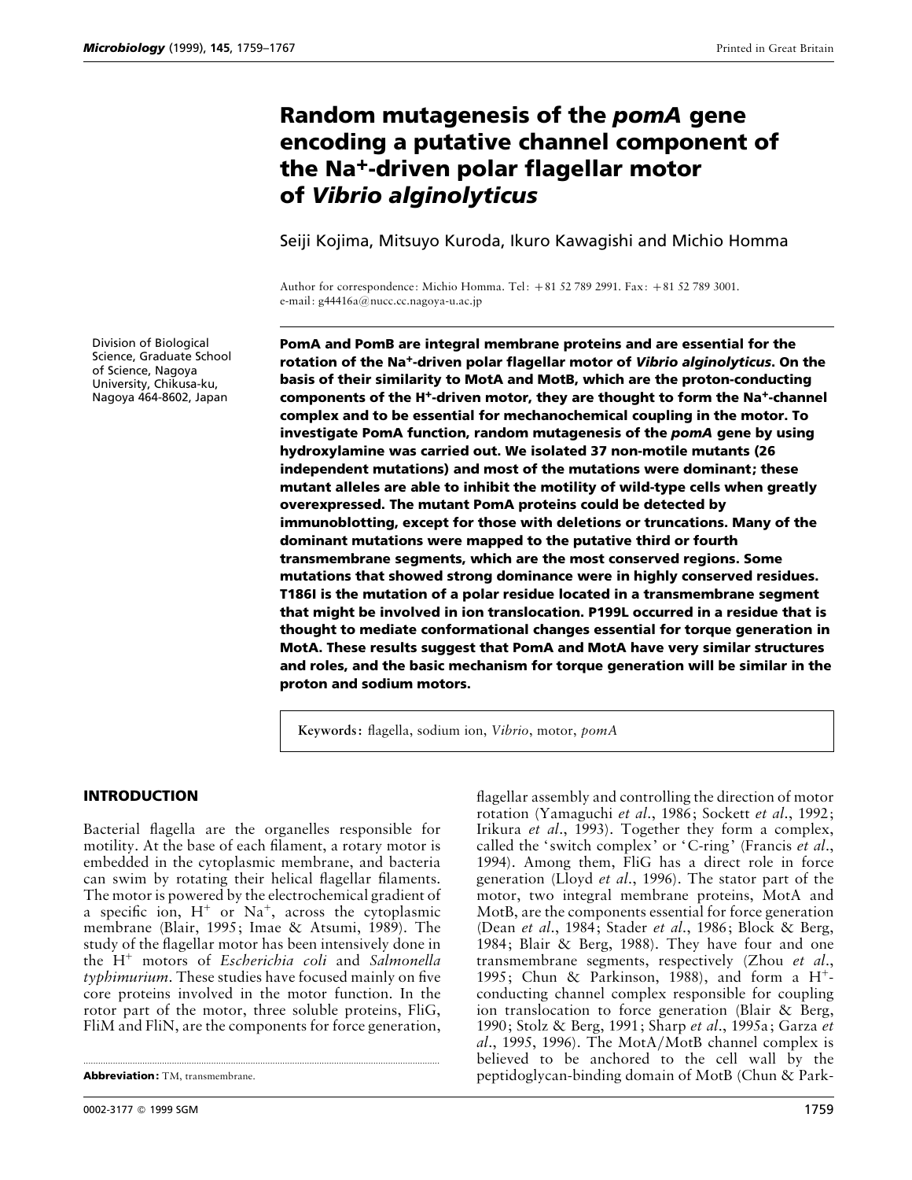# Random mutagenesis of the *pomA* gene encoding a putative channel component of the Na$^+$-driven polar flagellar motor of *Vibrio alginolyticus*

Seiji Kojima, Mitsuyo Kuroda, Ikuro Kawagishi and Michio Homma

Author for correspondence: Michio Homma. Tel: +81 52 789 2991. Fax: +81 52 789 3001. e-mail: g44416a@nucc.cc.nagoya-u.ac.jp

Division of Biological Science, Graduate School of Science, Nagoya University, Chikusa-ku, Nagoya 464-8602, Japan

**PomA and PomB are integral membrane proteins and are essential for the rotation of the Na$^+$-driven polar flagellar motor of *Vibrio alginolyticus*. On the basis of their similarity to MotA and MotB, which are the proton-conducting components of the H$^+$-driven motor, they are thought to form the Na$^+$-channel complex and to be essential for mechanochemical coupling in the motor. To investigate PomA function, random mutagenesis of the *pomA* gene by using hydroxylamine was carried out. We isolated 37 non-motile mutants (26 independent mutations) and most of the mutations were dominant; these mutant alleles are able to inhibit the motility of wild-type cells when greatly overexpressed. The mutant PomA proteins could be detected by immunoblotting, except for those with deletions or truncations. Many of the dominant mutations were mapped to the putative third or fourth transmembrane segments, which are the most conserved regions. Some mutations that showed strong dominance were in highly conserved residues. T186I is the mutation of a polar residue located in a transmembrane segment that might be involved in ion translocation. P199L occurred in a residue that is thought to mediate conformational changes essential for torque generation in MotA. These results suggest that PomA and MotA have very similar structures and roles, and the basic mechanism for torque generation will be similar in the proton and sodium motors.**

**Keywords:** flagella, sodium ion, *Vibrio*, motor, *pomA*

## INTRODUCTION

Bacterial flagella are the organelles responsible for motility. At the base of each filament, a rotary motor is embedded in the cytoplasmic membrane, and bacteria can swim by rotating their helical flagellar filaments. The motor is powered by the electrochemical gradient of a specific ion, H$^+$ or Na$^+$, across the cytoplasmic membrane (Blair, 1995; Imae & Atsumi, 1989). The study of the flagellar motor has been intensively done in the H$^+$ motors of *Escherichia coli* and *Salmonella typhimurium*. These studies have focused mainly on five core proteins involved in the motor function. In the rotor part of the motor, three soluble proteins, FliG, FliM and FliN, are the components for force generation, flagellar assembly and controlling the direction of motor rotation (Yamaguchi *et al*., 1986; Sockett *et al*., 1992; Irikura *et al*., 1993). Together they form a complex, called the 'switch complex' or 'C-ring' (Francis *et al*., 1994). Among them, FliG has a direct role in force generation (Lloyd *et al*., 1996). The stator part of the motor, two integral membrane proteins, MotA and MotB, are the components essential for force generation (Dean *et al*., 1984; Stader *et al*., 1986; Block & Berg, 1984; Blair & Berg, 1988). They have four and one transmembrane segments, respectively (Zhou *et al*., 1995; Chun & Parkinson, 1988), and form a H$^+$-conducting channel complex responsible for coupling ion translocation to force generation (Blair & Berg, 1990; Stolz & Berg, 1991; Sharp *et al*., 1995a; Garza *et al*., 1995, 1996). The MotA/MotB channel complex is believed to be anchored to the cell wall by the peptidoglycan-binding domain of MotB (Chun & Park-

**Abbreviation:** TM, transmembrane.

0002-3177 © 1999 SGM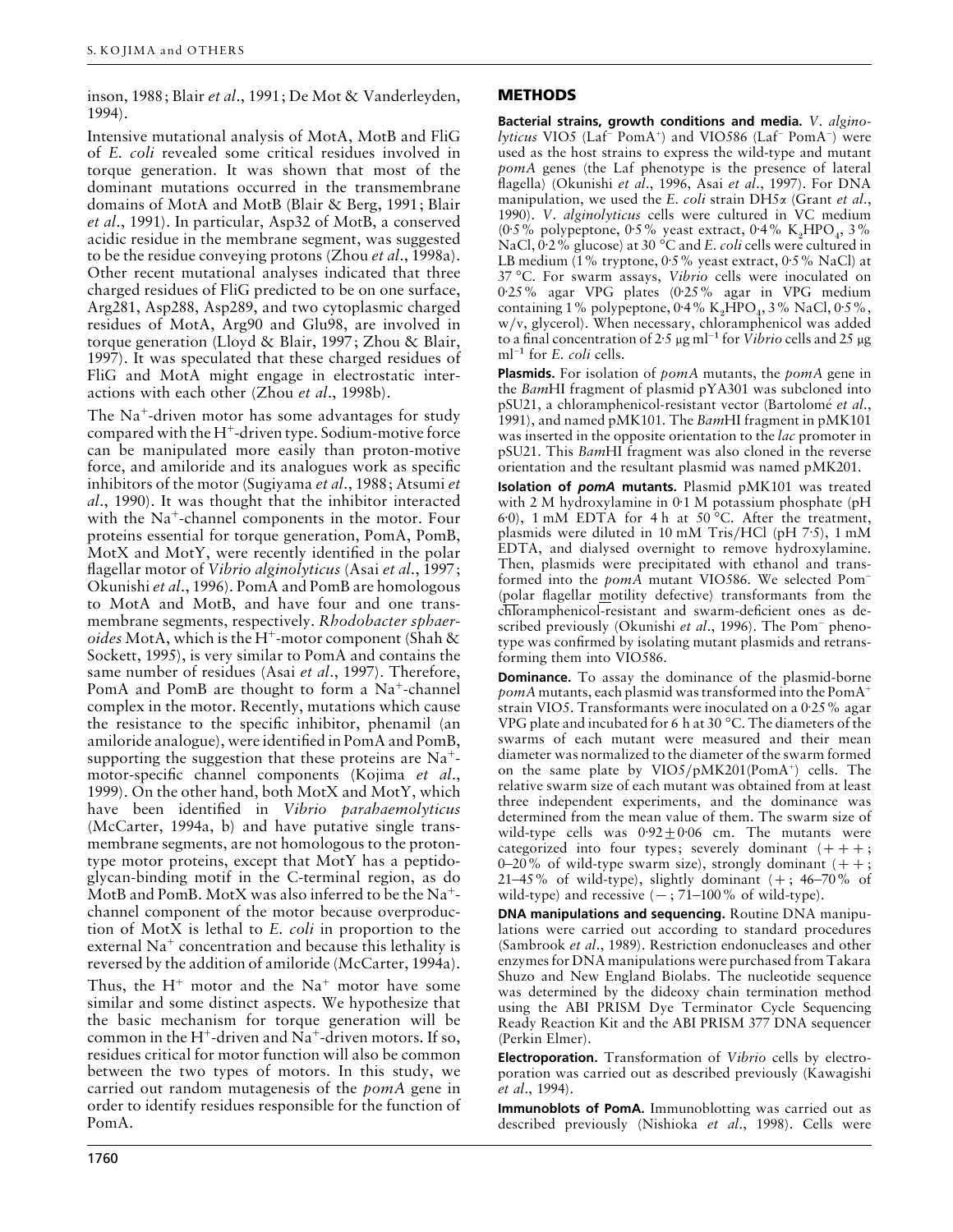inson, 1988; Blair *et al*., 1991; De Mot & Vanderleyden, 1994).

Intensive mutational analysis of MotA, MotB and FliG of *E. coli* revealed some critical residues involved in torque generation. It was shown that most of the dominant mutations occurred in the transmembrane domains of MotA and MotB (Blair & Berg, 1991; Blair *et al*., 1991). In particular, Asp32 of MotB, a conserved acidic residue in the membrane segment, was suggested to be the residue conveying protons (Zhou *et al*., 1998a). Other recent mutational analyses indicated that three charged residues of FliG predicted to be on one surface, Arg281, Asp288, Asp289, and two cytoplasmic charged residues of MotA, Arg90 and Glu98, are involved in torque generation (Lloyd & Blair, 1997; Zhou & Blair, 1997). It was speculated that these charged residues of FliG and MotA might engage in electrostatic interactions with each other (Zhou *et al*., 1998b).

The $Na^+$-driven motor has some advantages for study compared with the $H^+$-driven type. Sodium-motive force can be manipulated more easily than proton-motive force, and amiloride and its analogues work as specific inhibitors of the motor (Sugiyama *et al*., 1988; Atsumi *et al*., 1990). It was thought that the inhibitor interacted with the $Na^+$-channel components in the motor. Four proteins essential for torque generation, PomA, PomB, MotX and MotY, were recently identified in the polar flagellar motor of *Vibrio alginolyticus* (Asai *et al*., 1997; Okunishi *et al*., 1996). PomA and PomB are homologous to MotA and MotB, and have four and one transmembrane segments, respectively. *Rhodobacter sphaeroides* MotA, which is the $H^+$-motor component (Shah & Sockett, 1995), is very similar to PomA and contains the same number of residues (Asai *et al*., 1997). Therefore, PomA and PomB are thought to form a $Na^+$-channel complex in the motor. Recently, mutations which cause the resistance to the specific inhibitor, phenamil (an amiloride analogue), were identified in PomA and PomB, supporting the suggestion that these proteins are $Na^+$-motor-specific channel components (Kojima *et al*., 1999). On the other hand, both MotX and MotY, which have been identified in *Vibrio parahaemolyticus* (McCarter, 1994a, b) and have putative single transmembrane segments, are not homologous to the proton-type motor proteins, except that MotY has a peptidoglycan-binding motif in the C-terminal region, as do MotB and PomB. MotX was also inferred to be the $Na^+$-channel component of the motor because overproduction of MotX is lethal to *E. coli* in proportion to the external $Na^+$ concentration and because this lethality is reversed by the addition of amiloride (McCarter, 1994a).

Thus, the $H^+$ motor and the $Na^+$ motor have some similar and some distinct aspects. We hypothesize that the basic mechanism for torque generation will be common in the $H^+$-driven and $Na^+$-driven motors. If so, residues critical for motor function will also be common between the two types of motors. In this study, we carried out random mutagenesis of the *pomA* gene in order to identify residues responsible for the function of PomA.

## METHODS

**Bacterial strains, growth conditions and media.** *V. alginolyticus* VIO5 (Laf$^-$ PomA$^+$) and VIO586 (Laf$^-$ PomA$^-$) were used as the host strains to express the wild-type and mutant *pomA* genes (the Laf phenotype is the presence of lateral flagella) (Okunishi *et al*., 1996, Asai *et al*., 1997). For DNA manipulation, we used the *E. coli* strain DH5α (Grant *et al*., 1990). *V. alginolyticus* cells were cultured in VC medium (0·5% polypeptone, 0·5% yeast extract, 0·4% $K_2HPO_4$, 3% NaCl, 0·2% glucose) at 30 °C and *E. coli* cells were cultured in LB medium (1% tryptone, 0·5% yeast extract, 0·5% NaCl) at 37 °C. For swarm assays, *Vibrio* cells were inoculated on 0·25% agar VPG plates (0·25% agar in VPG medium containing 1% polypeptone, 0·4% $K_2HPO_4$, 3% NaCl, 0·5%, w/v, glycerol). When necessary, chloramphenicol was added to a final concentration of 2·5 μg ml$^{-1}$ for *Vibrio* cells and 25 μg ml$^{-1}$ for *E. coli* cells.

**Plasmids.** For isolation of *pomA* mutants, the *pomA* gene in the *Bam*HI fragment of plasmid pYA301 was subcloned into pSU21, a chloramphenicol-resistant vector (Bartolomé *et al*., 1991), and named pMK101. The *Bam*HI fragment in pMK101 was inserted in the opposite orientation to the *lac* promoter in pSU21. This *Bam*HI fragment was also cloned in the reverse orientation and the resultant plasmid was named pMK201.

**Isolation of *pomA* mutants.** Plasmid pMK101 was treated with 2 M hydroxylamine in 0·1 M potassium phosphate (pH 6·0), 1 mM EDTA for 4 h at 50 °C. After the treatment, plasmids were diluted in 10 mM Tris/HCl (pH 7·5), 1 mM EDTA, and dialysed overnight to remove hydroxylamine. Then, plasmids were precipitated with ethanol and transformed into the *pomA* mutant VIO586. We selected Pom$^-$ (polar flagellar motility defective) transformants from the chloramphenicol-resistant and swarm-deficient ones as described previously (Okunishi *et al*., 1996). The Pom$^-$ phenotype was confirmed by isolating mutant plasmids and retransforming them into VIO586.

**Dominance.** To assay the dominance of the plasmid-borne *pomA* mutants, each plasmid was transformed into the PomA$^+$ strain VIO5. Transformants were inoculated on a 0·25% agar VPG plate and incubated for 6 h at 30 °C. The diameters of the swarms of each mutant were measured and their mean diameter was normalized to the diameter of the swarm formed on the same plate by VIO5/pMK201(PomA$^+$) cells. The relative swarm size of each mutant was obtained from at least three independent experiments, and the dominance was determined from the mean value of them. The swarm size of wild-type cells was 0·92±0·06 cm. The mutants were categorized into four types; severely dominant (+++; 0–20% of wild-type swarm size), strongly dominant (++; 21–45% of wild-type), slightly dominant (+; 46–70% of wild-type) and recessive (−; 71–100% of wild-type).

**DNA manipulations and sequencing.** Routine DNA manipulations were carried out according to standard procedures (Sambrook *et al*., 1989). Restriction endonucleases and other enzymes for DNA manipulations were purchased from Takara Shuzo and New England Biolabs. The nucleotide sequence was determined by the dideoxy chain termination method using the ABI PRISM Dye Terminator Cycle Sequencing Ready Reaction Kit and the ABI PRISM 377 DNA sequencer (Perkin Elmer).

**Electroporation.** Transformation of *Vibrio* cells by electroporation was carried out as described previously (Kawagishi *et al*., 1994).

**Immunoblots of PomA.** Immunoblotting was carried out as described previously (Nishioka *et al*., 1998). Cells were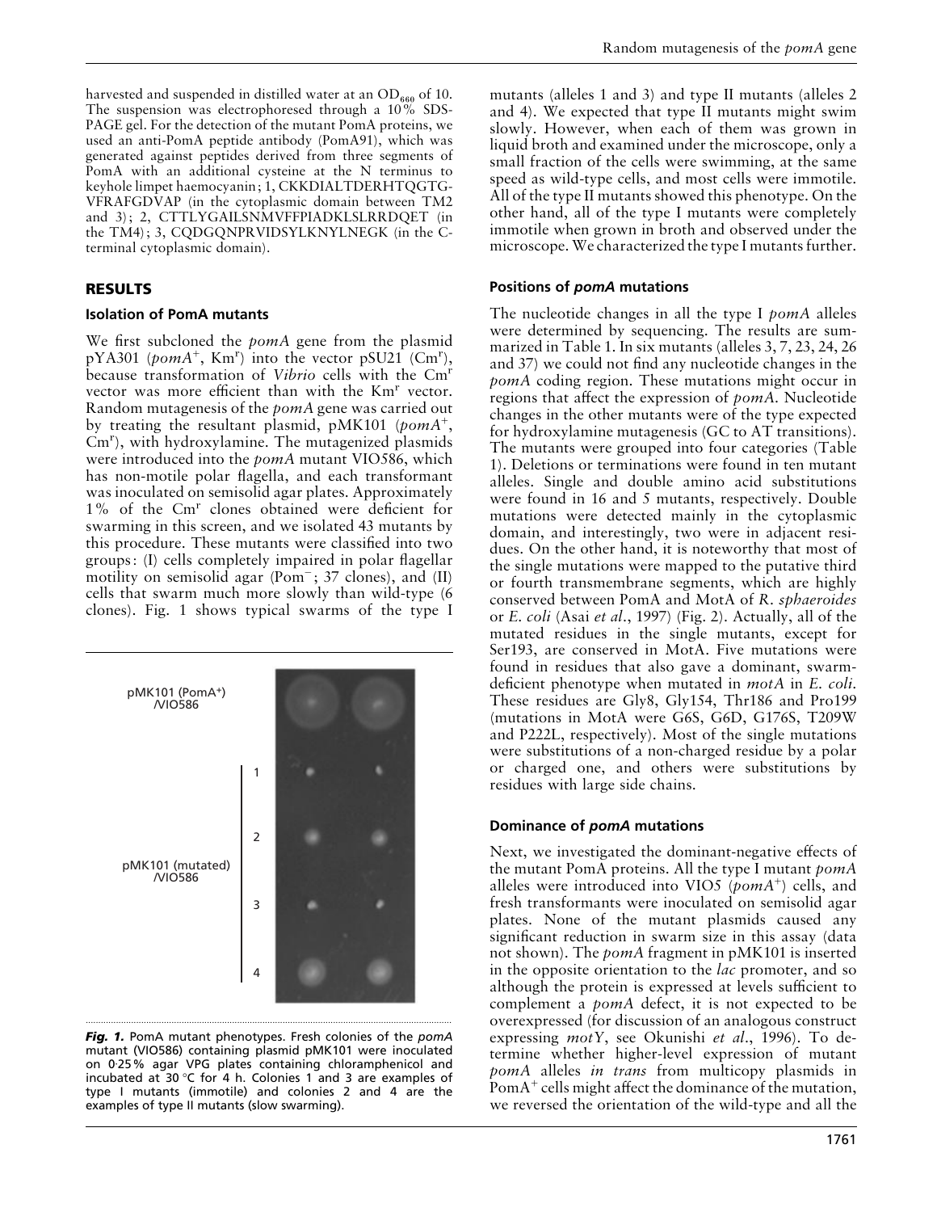harvested and suspended in distilled water at an $OD_{660}$ of 10. The suspension was electrophoresed through a 10% SDS-PAGE gel. For the detection of the mutant PomA proteins, we used an anti-PomA peptide antibody (PomA91), which was generated against peptides derived from three segments of PomA with an additional cysteine at the N terminus to keyhole limpet haemocyanin; 1, CKKDIALTDERHTQGTG-VFRAFGDVAP (in the cytoplasmic domain between TM2 and 3); 2, CTTLYGAILSNMVFFPIADKLSLRRDQET (in the TM4); 3, CQDGQNPRVIDSYLKNYLNEGK (in the C-terminal cytoplasmic domain).

## RESULTS

### Isolation of PomA mutants

We first subcloned the *pomA* gene from the plasmid pYA301 ($pomA^+$, $Km^r$) into the vector pSU21 ($Cm^r$), because transformation of *Vibrio* cells with the $Cm^r$ vector was more efficient than with the $Km^r$ vector. Random mutagenesis of the *pomA* gene was carried out by treating the resultant plasmid, pMK101 ($pomA^+$, $Cm^r$), with hydroxylamine. The mutagenized plasmids were introduced into the *pomA* mutant VIO586, which has non-motile polar flagella, and each transformant was inoculated on semisolid agar plates. Approximately 1% of the $Cm^r$ clones obtained were deficient for swarming in this screen, and we isolated 43 mutants by this procedure. These mutants were classified into two groups: (I) cells completely impaired in polar flagellar motility on semisolid agar ($Pom^-$; 37 clones), and (II) cells that swarm much more slowly than wild-type (6 clones). Fig. 1 shows typical swarms of the type I mutants (alleles 1 and 3) and type II mutants (alleles 2 and 4). We expected that type II mutants might swim slowly. However, when each of them was grown in liquid broth and examined under the microscope, only a small fraction of the cells were swimming, at the same speed as wild-type cells, and most cells were immotile. All of the type II mutants showed this phenotype. On the other hand, all of the type I mutants were completely immotile when grown in broth and observed under the microscope. We characterized the type I mutants further.

pMK101 (PomA+) /VIO586

pMK101 (mutated) /VIO586

1

2

3

4

*Fig. 1.* PomA mutant phenotypes. Fresh colonies of the *pomA* mutant (VIO586) containing plasmid pMK101 were inoculated on 0·25% agar VPG plates containing chloramphenicol and incubated at 30 °C for 4 h. Colonies 1 and 3 are examples of type I mutants (immotile) and colonies 2 and 4 are the examples of type II mutants (slow swarming).

### Positions of *pomA* mutations

The nucleotide changes in all the type I *pomA* alleles were determined by sequencing. The results are summarized in Table 1. In six mutants (alleles 3, 7, 23, 24, 26 and 37) we could not find any nucleotide changes in the *pomA* coding region. These mutations might occur in regions that affect the expression of *pomA*. Nucleotide changes in the other mutants were of the type expected for hydroxylamine mutagenesis (GC to AT transitions). The mutants were grouped into four categories (Table 1). Deletions or terminations were found in ten mutant alleles. Single and double amino acid substitutions were found in 16 and 5 mutants, respectively. Double mutations were detected mainly in the cytoplasmic domain, and interestingly, two were in adjacent residues. On the other hand, it is noteworthy that most of the single mutations were mapped to the putative third or fourth transmembrane segments, which are highly conserved between PomA and MotA of *R. sphaeroides* or *E. coli* (Asai *et al.*, 1997) (Fig. 2). Actually, all of the mutated residues in the single mutants, except for Ser193, are conserved in MotA. Five mutations were found in residues that also gave a dominant, swarm-deficient phenotype when mutated in *motA* in *E. coli*. These residues are Gly8, Gly154, Thr186 and Pro199 (mutations in MotA were G6S, G6D, G176S, T209W and P222L, respectively). Most of the single mutations were substitutions of a non-charged residue by a polar or charged one, and others were substitutions by residues with large side chains.

### Dominance of *pomA* mutations

Next, we investigated the dominant-negative effects of the mutant PomA proteins. All the type I mutant *pomA* alleles were introduced into VIO5 ($pomA^+$) cells, and fresh transformants were inoculated on semisolid agar plates. None of the mutant plasmids caused any significant reduction in swarm size in this assay (data not shown). The *pomA* fragment in pMK101 is inserted in the opposite orientation to the *lac* promoter, and so although the protein is expressed at levels sufficient to complement a *pomA* defect, it is not expected to be overexpressed (for discussion of an analogous construct expressing *motY*, see Okunishi *et al.*, 1996). To determine whether higher-level expression of mutant *pomA* alleles *in trans* from multicopy plasmids in $PomA^+$ cells might affect the dominance of the mutation, we reversed the orientation of the wild-type and all the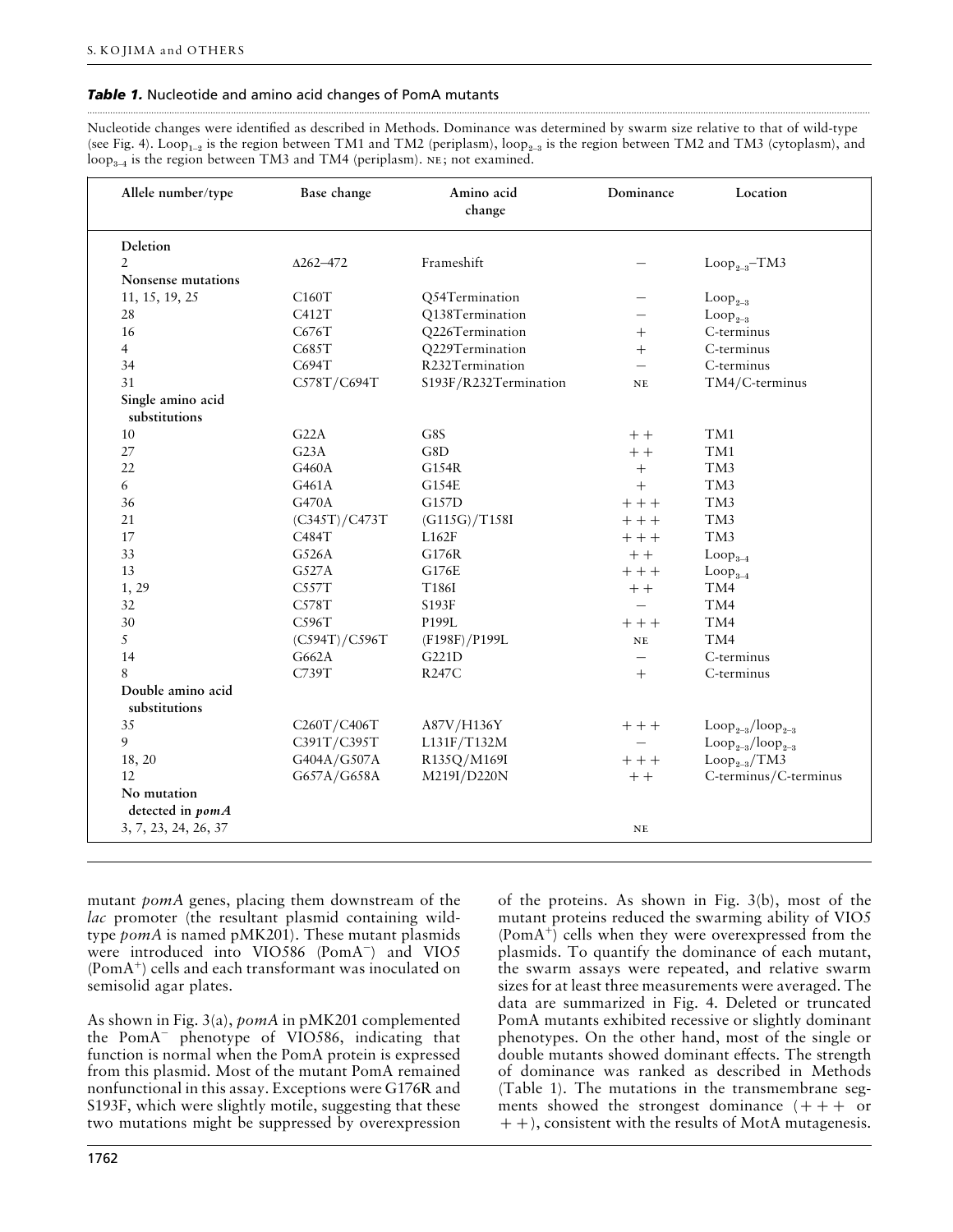**Table 1.** Nucleotide and amino acid changes of PomA mutants

Nucleotide changes were identified as described in Methods. Dominance was determined by swarm size relative to that of wild-type (see Fig. 4). $Loop_{1-2}$ is the region between TM1 and TM2 (periplasm), $loop_{2-3}$ is the region between TM2 and TM3 (cytoplasm), and $loop_{3-4}$ is the region between TM3 and TM4 (periplasm). NE; not examined.

| Allele number/type | Base change | Amino acid change | Dominance | Location |
|---|---|---|---|---|
| **Deletion** | | | | |
| 2 | Δ262–472 | Frameshift | − | $Loop_{2-3}$–TM3 |
| **Nonsense mutations** | | | | |
| 11, 15, 19, 25 | C160T | Q54Termination | − | $Loop_{2-3}$ |
| 28 | C412T | Q138Termination | − | $Loop_{2-3}$ |
| 16 | C676T | Q226Termination | + | C-terminus |
| 4 | C685T | Q229Termination | + | C-terminus |
| 34 | C694T | R232Termination | − | C-terminus |
| 31 | C578T/C694T | S193F/R232Termination | NE | TM4/C-terminus |
| **Single amino acid substitutions** | | | | |
| 10 | G22A | G8S | ++ | TM1 |
| 27 | G23A | G8D | ++ | TM1 |
| 22 | G460A | G154R | + | TM3 |
| 6 | G461A | G154E | + | TM3 |
| 36 | G470A | G157D | +++ | TM3 |
| 21 | (C345T)/C473T | (G115G)/T158I | +++ | TM3 |
| 17 | C484T | L162F | +++ | TM3 |
| 33 | G526A | G176R | ++ | $Loop_{3-4}$ |
| 13 | G527A | G176E | +++ | $Loop_{3-4}$ |
| 1, 29 | C557T | T186I | ++ | TM4 |
| 32 | C578T | S193F | − | TM4 |
| 30 | C596T | P199L | +++ | TM4 |
| 5 | (C594T)/C596T | (F198F)/P199L | NE | TM4 |
| 14 | G662A | G221D | − | C-terminus |
| 8 | C739T | R247C | + | C-terminus |
| **Double amino acid substitutions** | | | | |
| 35 | C260T/C406T | A87V/H136Y | +++ | $Loop_{2-3}$/$loop_{2-3}$ |
| 9 | C391T/C395T | L131F/T132M | − | $Loop_{2-3}$/$loop_{2-3}$ |
| 18, 20 | G404A/G507A | R135Q/M169I | +++ | $Loop_{2-3}$/TM3 |
| 12 | G657A/G658A | M219I/D220N | ++ | C-terminus/C-terminus |
| **No mutation detected in *pomA*** | | | | |
| 3, 7, 23, 24, 26, 37 | | | NE | |

mutant *pomA* genes, placing them downstream of the *lac* promoter (the resultant plasmid containing wild-type *pomA* is named pMK201). These mutant plasmids were introduced into VIO586 ($PomA^-$) and VIO5 ($PomA^+$) cells and each transformant was inoculated on semisolid agar plates.

As shown in Fig. 3(a), *pomA* in pMK201 complemented the $PomA^-$ phenotype of VIO586, indicating that function is normal when the PomA protein is expressed from this plasmid. Most of the mutant PomA remained nonfunctional in this assay. Exceptions were G176R and S193F, which were slightly motile, suggesting that these two mutations might be suppressed by overexpression of the proteins. As shown in Fig. 3(b), most of the mutant proteins reduced the swarming ability of VIO5 ($PomA^+$) cells when they were overexpressed from the plasmids. To quantify the dominance of each mutant, the swarm assays were repeated, and relative swarm sizes for at least three measurements were averaged. The data are summarized in Fig. 4. Deleted or truncated PomA mutants exhibited recessive or slightly dominant phenotypes. On the other hand, most of the single or double mutants showed dominant effects. The strength of dominance was ranked as described in Methods (Table 1). The mutations in the transmembrane segments showed the strongest dominance (+++ or ++), consistent with the results of MotA mutagenesis.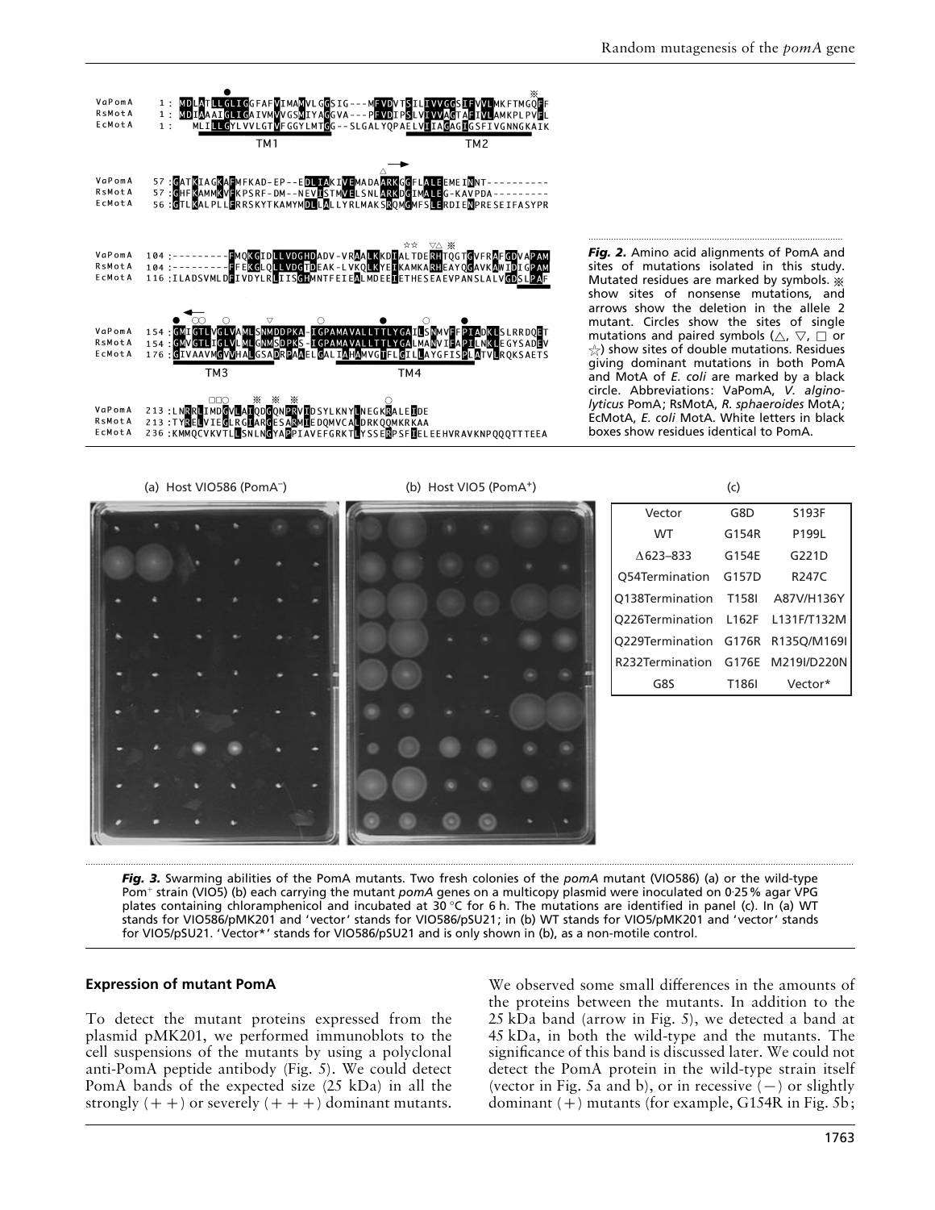Fig. 2. Amino acid alignments of PomA and sites of mutations isolated in this study. Mutated residues are marked by symbols. ※ show sites of nonsense mutations, and arrows show the deletion in the allele 2 mutant. Circles show the sites of single mutations and paired symbols (△, ▽, □ or ☆) show sites of double mutations. Residues giving dominant mutations in both PomA and MotA of *E. coli* are marked by a black circle. Abbreviations: VaPomA, *V. alginolyticus* PomA; RsMotA, *R. sphaeroides* MotA; EcMotA, *E. coli* MotA. White letters in black boxes show residues identical to PomA.

(a) Host VIO586 (PomA⁻) (b) Host VIO5 (PomA⁺) (c)

| Vector | G8D | S193F |
|---|---|---|
| WT | G154R | P199L |
| Δ623–833 | G154E | G221D |
| Q54Termination | G157D | R247C |
| Q138Termination | T158I | A87V/H136Y |
| Q226Termination | L162F | L131F/T132M |
| Q229Termination | G176R | R135Q/M169I |
| R232Termination | G176E | M219I/D220N |
| G8S | T186I | Vector* |

Fig. 3. Swarming abilities of the PomA mutants. Two fresh colonies of the *pomA* mutant (VIO586) (a) or the wild-type Pom⁺ strain (VIO5) (b) each carrying the mutant *pomA* genes on a multicopy plasmid were inoculated on 0·25% agar VPG plates containing chloramphenicol and incubated at 30 °C for 6 h. The mutations are identified in panel (c). In (a) WT stands for VIO586/pMK201 and 'vector' stands for VIO586/pSU21; in (b) WT stands for VIO5/pMK201 and 'vector' stands for VIO5/pSU21. 'Vector*' stands for VIO586/pSU21 and is only shown in (b), as a non-motile control.

### Expression of mutant PomA

To detect the mutant proteins expressed from the plasmid pMK201, we performed immunoblots to the cell suspensions of the mutants by using a polyclonal anti-PomA peptide antibody (Fig. 5). We could detect PomA bands of the expected size (25 kDa) in all the strongly (++) or severely (+++) dominant mutants. We observed some small differences in the amounts of the proteins between the mutants. In addition to the 25 kDa band (arrow in Fig. 5), we detected a band at 45 kDa, in both the wild-type and the mutants. The significance of this band is discussed later. We could not detect the PomA protein in the wild-type strain itself (vector in Fig. 5a and b), or in recessive (−) or slightly dominant (+) mutants (for example, G154R in Fig. 5b;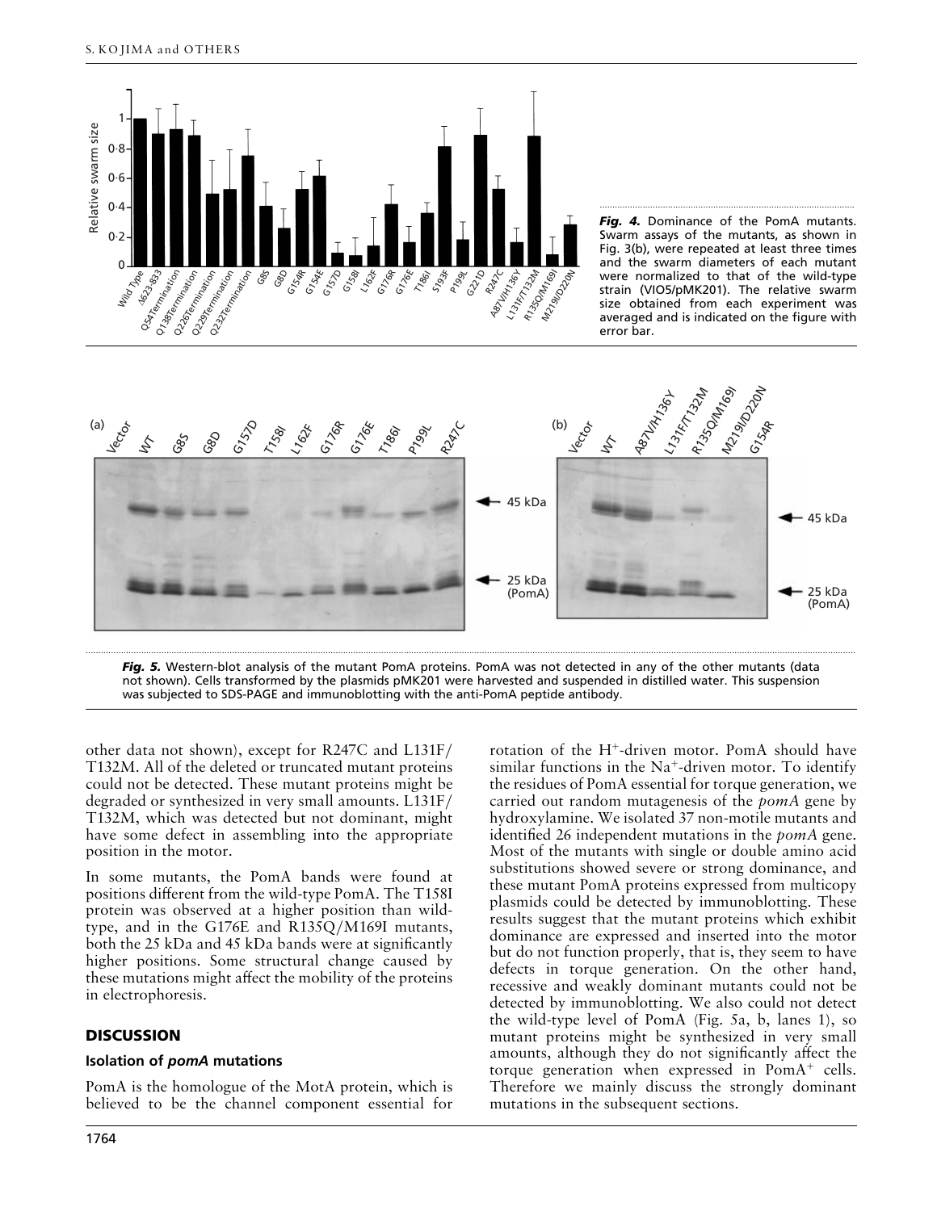*Fig. 4.* Dominance of the PomA mutants. Swarm assays of the mutants, as shown in Fig. 3(b), were repeated at least three times and the swarm diameters of each mutant were normalized to that of the wild-type strain (VIO5/pMK201). The relative swarm size obtained from each experiment was averaged and is indicated on the figure with error bar.

*Fig. 5.* Western-blot analysis of the mutant PomA proteins. PomA was not detected in any of the other mutants (data not shown). Cells transformed by the plasmids pMK201 were harvested and suspended in distilled water. This suspension was subjected to SDS-PAGE and immunoblotting with the anti-PomA peptide antibody.

other data not shown), except for R247C and L131F/T132M. All of the deleted or truncated mutant proteins could not be detected. These mutant proteins might be degraded or synthesized in very small amounts. L131F/T132M, which was detected but not dominant, might have some defect in assembling into the appropriate position in the motor.

In some mutants, the PomA bands were found at positions different from the wild-type PomA. The T158I protein was observed at a higher position than wild-type, and in the G176E and R135Q/M169I mutants, both the 25 kDa and 45 kDa bands were at significantly higher positions. Some structural change caused by these mutations might affect the mobility of the proteins in electrophoresis.

## DISCUSSION

### Isolation of *pomA* mutations

PomA is the homologue of the MotA protein, which is believed to be the channel component essential for rotation of the $H^+$-driven motor. PomA should have similar functions in the $Na^+$-driven motor. To identify the residues of PomA essential for torque generation, we carried out random mutagenesis of the *pomA* gene by hydroxylamine. We isolated 37 non-motile mutants and identified 26 independent mutations in the *pomA* gene. Most of the mutants with single or double amino acid substitutions showed severe or strong dominance, and these mutant PomA proteins expressed from multicopy plasmids could be detected by immunoblotting. These results suggest that the mutant proteins which exhibit dominance are expressed and inserted into the motor but do not function properly, that is, they seem to have defects in torque generation. On the other hand, recessive and weakly dominant mutants could not be detected by immunoblotting. We also could not detect the wild-type level of PomA (Fig. 5a, b, lanes 1), so mutant proteins might be synthesized in very small amounts, although they do not significantly affect the torque generation when expressed in $PomA^+$ cells. Therefore we mainly discuss the strongly dominant mutations in the subsequent sections.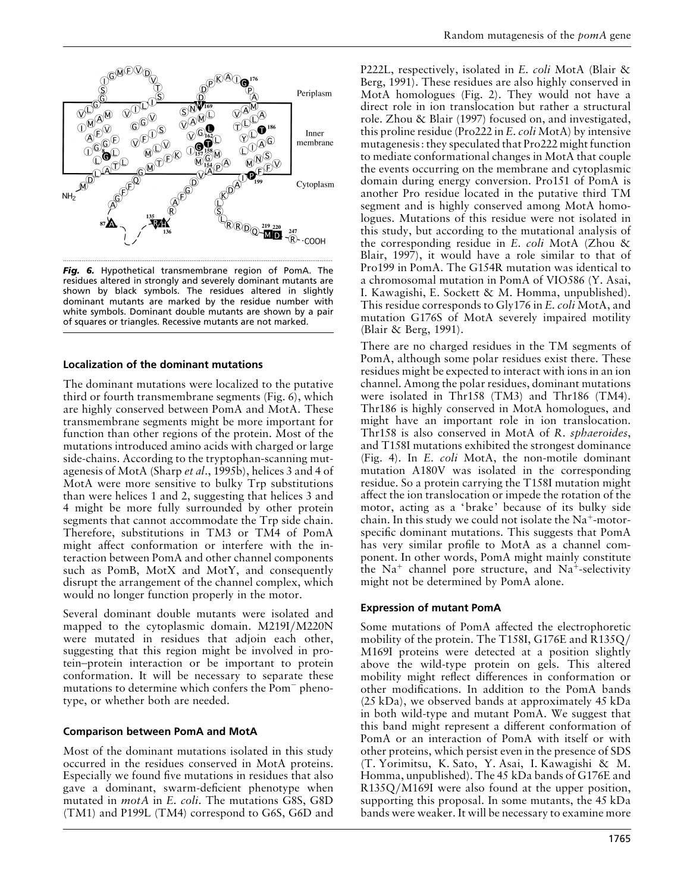*Fig. 6.* Hypothetical transmembrane region of PomA. The residues altered in strongly and severely dominant mutants are shown by black symbols. The residues altered in slightly dominant mutants are marked by the residue number with white symbols. Dominant double mutants are shown by a pair of squares or triangles. Recessive mutants are not marked.

### Localization of the dominant mutations

The dominant mutations were localized to the putative third or fourth transmembrane segments (Fig. 6), which are highly conserved between PomA and MotA. These transmembrane segments might be more important for function than other regions of the protein. Most of the mutations introduced amino acids with charged or large side-chains. According to the tryptophan-scanning mutagenesis of MotA (Sharp *et al*., 1995b), helices 3 and 4 of MotA were more sensitive to bulky Trp substitutions than were helices 1 and 2, suggesting that helices 3 and 4 might be more fully surrounded by other protein segments that cannot accommodate the Trp side chain. Therefore, substitutions in TM3 or TM4 of PomA might affect conformation or interfere with the interaction between PomA and other channel components such as PomB, MotX and MotY, and consequently disrupt the arrangement of the channel complex, which would no longer function properly in the motor.

Several dominant double mutants were isolated and mapped to the cytoplasmic domain. M219I/M220N were mutated in residues that adjoin each other, suggesting that this region might be involved in protein–protein interaction or be important to protein conformation. It will be necessary to separate these mutations to determine which confers the $Pom^-$ phenotype, or whether both are needed.

### Comparison between PomA and MotA

Most of the dominant mutations isolated in this study occurred in the residues conserved in MotA proteins. Especially we found five mutations in residues that also gave a dominant, swarm-deficient phenotype when mutated in *motA* in *E. coli*. The mutations G8S, G8D (TM1) and P199L (TM4) correspond to G6S, G6D and P222L, respectively, isolated in *E. coli* MotA (Blair & Berg, 1991). These residues are also highly conserved in MotA homologues (Fig. 2). They would not have a direct role in ion translocation but rather a structural role. Zhou & Blair (1997) focused on, and investigated, this proline residue (Pro222 in *E. coli* MotA) by intensive mutagenesis: they speculated that Pro222 might function to mediate conformational changes in MotA that couple the events occurring on the membrane and cytoplasmic domain during energy conversion. Pro151 of PomA is another Pro residue located in the putative third TM segment and is highly conserved among MotA homologues. Mutations of this residue were not isolated in this study, but according to the mutational analysis of the corresponding residue in *E. coli* MotA (Zhou & Blair, 1997), it would have a role similar to that of Pro199 in PomA. The G154R mutation was identical to a chromosomal mutation in PomA of VIO586 (Y. Asai, I. Kawagishi, E. Sockett & M. Homma, unpublished). This residue corresponds to Gly176 in *E. coli* MotA, and mutation G176S of MotA severely impaired motility (Blair & Berg, 1991).

There are no charged residues in the TM segments of PomA, although some polar residues exist there. These residues might be expected to interact with ions in an ion channel. Among the polar residues, dominant mutations were isolated in Thr158 (TM3) and Thr186 (TM4). Thr186 is highly conserved in MotA homologues, and might have an important role in ion translocation. Thr158 is also conserved in MotA of *R. sphaeroides*, and T158I mutations exhibited the strongest dominance (Fig. 4). In *E. coli* MotA, the non-motile dominant mutation A180V was isolated in the corresponding residue. So a protein carrying the T158I mutation might affect the ion translocation or impede the rotation of the motor, acting as a 'brake' because of its bulky side chain. In this study we could not isolate the $Na^+$-motor-specific dominant mutations. This suggests that PomA has very similar profile to MotA as a channel component. In other words, PomA might mainly constitute the $Na^+$ channel pore structure, and $Na^+$-selectivity might not be determined by PomA alone.

### Expression of mutant PomA

Some mutations of PomA affected the electrophoretic mobility of the protein. The T158I, G176E and R135Q/M169I proteins were detected at a position slightly above the wild-type protein on gels. This altered mobility might reflect differences in conformation or other modifications. In addition to the PomA bands (25 kDa), we observed bands at approximately 45 kDa in both wild-type and mutant PomA. We suggest that this band might represent a different conformation of PomA or an interaction of PomA with itself or with other proteins, which persist even in the presence of SDS (T. Yorimitsu, K. Sato, Y. Asai, I. Kawagishi & M. Homma, unpublished). The 45 kDa bands of G176E and R135Q/M169I were also found at the upper position, supporting this proposal. In some mutants, the 45 kDa bands were weaker. It will be necessary to examine more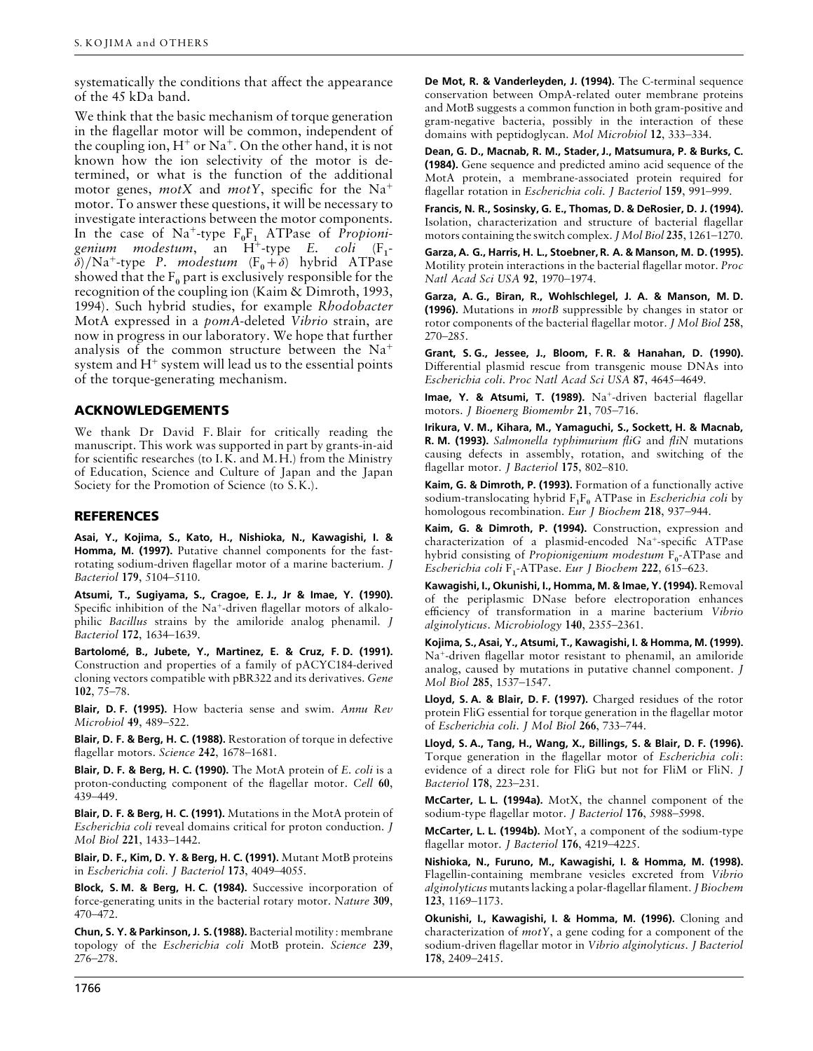systematically the conditions that affect the appearance of the 45 kDa band.

We think that the basic mechanism of torque generation in the flagellar motor will be common, independent of the coupling ion, $H^+$ or $Na^+$. On the other hand, it is not known how the ion selectivity of the motor is determined, or what is the function of the additional motor genes, *motX* and *motY*, specific for the $Na^+$ motor. To answer these questions, it will be necessary to investigate interactions between the motor components. In the case of $Na^+$-type $F_0F_1$ ATPase of *Propionigenium modestum*, an $H^+$-type *E. coli* ($F_1$-$\delta$)/$Na^+$-type *P. modestum* ($F_0 + \delta$) hybrid ATPase showed that the $F_0$ part is exclusively responsible for the recognition of the coupling ion (Kaim & Dimroth, 1993, 1994). Such hybrid studies, for example *Rhodobacter* MotA expressed in a *pomA*-deleted *Vibrio* strain, are now in progress in our laboratory. We hope that further analysis of the common structure between the $Na^+$ system and $H^+$ system will lead us to the essential points of the torque-generating mechanism.

## ACKNOWLEDGEMENTS

We thank Dr David F. Blair for critically reading the manuscript. This work was supported in part by grants-in-aid for scientific researches (to I.K. and M.H.) from the Ministry of Education, Science and Culture of Japan and the Japan Society for the Promotion of Science (to S.K.).

## REFERENCES

**Asai, Y., Kojima, S., Kato, H., Nishioka, N., Kawagishi, I. & Homma, M. (1997).** Putative channel components for the fast-rotating sodium-driven flagellar motor of a marine bacterium. *J Bacteriol* **179**, 5104–5110.

**Atsumi, T., Sugiyama, S., Cragoe, E. J., Jr & Imae, Y. (1990).** Specific inhibition of the $Na^+$-driven flagellar motors of alkalophilic *Bacillus* strains by the amiloride analog phenamil. *J Bacteriol* **172**, 1634–1639.

**Bartolomé, B., Jubete, Y., Martinez, E. & Cruz, F. D. (1991).** Construction and properties of a family of pACYC184-derived cloning vectors compatible with pBR322 and its derivatives. *Gene* **102**, 75–78.

**Blair, D. F. (1995).** How bacteria sense and swim. *Annu Rev Microbiol* **49**, 489–522.

**Blair, D. F. & Berg, H. C. (1988).** Restoration of torque in defective flagellar motors. *Science* **242**, 1678–1681.

**Blair, D. F. & Berg, H. C. (1990).** The MotA protein of *E. coli* is a proton-conducting component of the flagellar motor. *Cell* **60**, 439–449.

**Blair, D. F. & Berg, H. C. (1991).** Mutations in the MotA protein of *Escherichia coli* reveal domains critical for proton conduction. *J Mol Biol* **221**, 1433–1442.

**Blair, D. F., Kim, D. Y. & Berg, H. C. (1991).** Mutant MotB proteins in *Escherichia coli*. *J Bacteriol* **173**, 4049–4055.

**Block, S. M. & Berg, H. C. (1984).** Successive incorporation of force-generating units in the bacterial rotary motor. *Nature* **309**, 470–472.

**Chun, S. Y. & Parkinson, J. S. (1988).** Bacterial motility: membrane topology of the *Escherichia coli* MotB protein. *Science* **239**, 276–278.

**De Mot, R. & Vanderleyden, J. (1994).** The C-terminal sequence conservation between OmpA-related outer membrane proteins and MotB suggests a common function in both gram-positive and gram-negative bacteria, possibly in the interaction of these domains with peptidoglycan. *Mol Microbiol* **12**, 333–334.

**Dean, G. D., Macnab, R. M., Stader, J., Matsumura, P. & Burks, C. (1984).** Gene sequence and predicted amino acid sequence of the MotA protein, a membrane-associated protein required for flagellar rotation in *Escherichia coli*. *J Bacteriol* **159**, 991–999.

**Francis, N. R., Sosinsky, G. E., Thomas, D. & DeRosier, D. J. (1994).** Isolation, characterization and structure of bacterial flagellar motors containing the switch complex. *J Mol Biol* **235**, 1261–1270.

**Garza, A. G., Harris, H. L., Stoebner, R. A. & Manson, M. D. (1995).** Motility protein interactions in the bacterial flagellar motor. *Proc Natl Acad Sci USA* **92**, 1970–1974.

**Garza, A. G., Biran, R., Wohlschlegel, J. A. & Manson, M. D. (1996).** Mutations in *motB* suppressible by changes in stator or rotor components of the bacterial flagellar motor. *J Mol Biol* **258**, 270–285.

**Grant, S. G., Jessee, J., Bloom, F. R. & Hanahan, D. (1990).** Differential plasmid rescue from transgenic mouse DNAs into *Escherichia coli*. *Proc Natl Acad Sci USA* **87**, 4645–4649.

**Imae, Y. & Atsumi, T. (1989).** $Na^+$-driven bacterial flagellar motors. *J Bioenerg Biomembr* **21**, 705–716.

**Irikura, V. M., Kihara, M., Yamaguchi, S., Sockett, H. & Macnab, R. M. (1993).** *Salmonella typhimurium fliG* and *fliN* mutations causing defects in assembly, rotation, and switching of the flagellar motor. *J Bacteriol* **175**, 802–810.

**Kaim, G. & Dimroth, P. (1993).** Formation of a functionally active sodium-translocating hybrid $F_1F_0$ ATPase in *Escherichia coli* by homologous recombination. *Eur J Biochem* **218**, 937–944.

**Kaim, G. & Dimroth, P. (1994).** Construction, expression and characterization of a plasmid-encoded $Na^+$-specific ATPase hybrid consisting of *Propionigenium modestum* $F_0$-ATPase and *Escherichia coli* $F_1$-ATPase. *Eur J Biochem* **222**, 615–623.

**Kawagishi, I., Okunishi, I., Homma, M. & Imae, Y. (1994).** Removal of the periplasmic DNase before electroporation enhances efficiency of transformation in a marine bacterium *Vibrio alginolyticus*. *Microbiology* **140**, 2355–2361.

**Kojima, S., Asai, Y., Atsumi, T., Kawagishi, I. & Homma, M. (1999).** $Na^+$-driven flagellar motor resistant to phenamil, an amiloride analog, caused by mutations in putative channel component. *J Mol Biol* **285**, 1537–1547.

**Lloyd, S. A. & Blair, D. F. (1997).** Charged residues of the rotor protein FliG essential for torque generation in the flagellar motor of *Escherichia coli*. *J Mol Biol* **266**, 733–744.

**Lloyd, S. A., Tang, H., Wang, X., Billings, S. & Blair, D. F. (1996).** Torque generation in the flagellar motor of *Escherichia coli*: evidence of a direct role for FliG but not for FliM or FliN. *J Bacteriol* **178**, 223–231.

**McCarter, L. L. (1994a).** MotX, the channel component of the sodium-type flagellar motor. *J Bacteriol* **176**, 5988–5998.

**McCarter, L. L. (1994b).** MotY, a component of the sodium-type flagellar motor. *J Bacteriol* **176**, 4219–4225.

**Nishioka, N., Furuno, M., Kawagishi, I. & Homma, M. (1998).** Flagellin-containing membrane vesicles excreted from *Vibrio alginolyticus* mutants lacking a polar-flagellar filament. *J Biochem* **123**, 1169–1173.

**Okunishi, I., Kawagishi, I. & Homma, M. (1996).** Cloning and characterization of *motY*, a gene coding for a component of the sodium-driven flagellar motor in *Vibrio alginolyticus*. *J Bacteriol* **178**, 2409–2415.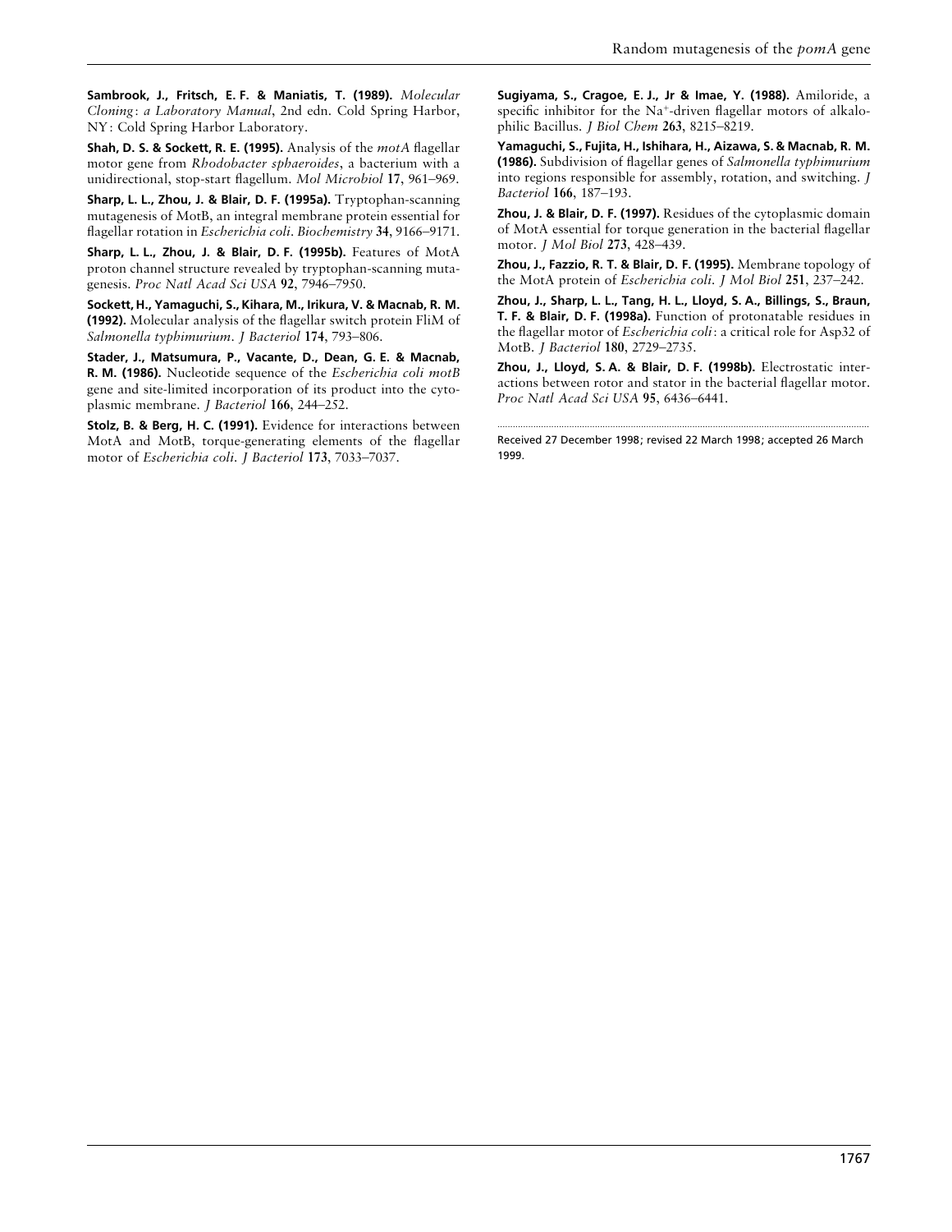**Sambrook, J., Fritsch, E. F. & Maniatis, T. (1989).** *Molecular Cloning: a Laboratory Manual*, 2nd edn. Cold Spring Harbor, NY: Cold Spring Harbor Laboratory.

**Shah, D. S. & Sockett, R. E. (1995).** Analysis of the *motA* flagellar motor gene from *Rhodobacter sphaeroides*, a bacterium with a unidirectional, stop-start flagellum. *Mol Microbiol* **17**, 961–969.

**Sharp, L. L., Zhou, J. & Blair, D. F. (1995a).** Tryptophan-scanning mutagenesis of MotB, an integral membrane protein essential for flagellar rotation in *Escherichia coli*. *Biochemistry* **34**, 9166–9171.

**Sharp, L. L., Zhou, J. & Blair, D. F. (1995b).** Features of MotA proton channel structure revealed by tryptophan-scanning mutagenesis. *Proc Natl Acad Sci USA* **92**, 7946–7950.

**Sockett, H., Yamaguchi, S., Kihara, M., Irikura, V. & Macnab, R. M. (1992).** Molecular analysis of the flagellar switch protein FliM of *Salmonella typhimurium*. *J Bacteriol* **174**, 793–806.

**Stader, J., Matsumura, P., Vacante, D., Dean, G. E. & Macnab, R. M. (1986).** Nucleotide sequence of the *Escherichia coli motB* gene and site-limited incorporation of its product into the cytoplasmic membrane. *J Bacteriol* **166**, 244–252.

**Stolz, B. & Berg, H. C. (1991).** Evidence for interactions between MotA and MotB, torque-generating elements of the flagellar motor of *Escherichia coli*. *J Bacteriol* **173**, 7033–7037.

**Sugiyama, S., Cragoe, E. J., Jr & Imae, Y. (1988).** Amiloride, a specific inhibitor for the $Na^+$-driven flagellar motors of alkalophilic Bacillus. *J Biol Chem* **263**, 8215–8219.

**Yamaguchi, S., Fujita, H., Ishihara, H., Aizawa, S. & Macnab, R. M. (1986).** Subdivision of flagellar genes of *Salmonella typhimurium* into regions responsible for assembly, rotation, and switching. *J Bacteriol* **166**, 187–193.

**Zhou, J. & Blair, D. F. (1997).** Residues of the cytoplasmic domain of MotA essential for torque generation in the bacterial flagellar motor. *J Mol Biol* **273**, 428–439.

**Zhou, J., Fazzio, R. T. & Blair, D. F. (1995).** Membrane topology of the MotA protein of *Escherichia coli*. *J Mol Biol* **251**, 237–242.

**Zhou, J., Sharp, L. L., Tang, H. L., Lloyd, S. A., Billings, S., Braun, T. F. & Blair, D. F. (1998a).** Function of protonatable residues in the flagellar motor of *Escherichia coli*: a critical role for Asp32 of MotB. *J Bacteriol* **180**, 2729–2735.

**Zhou, J., Lloyd, S. A. & Blair, D. F. (1998b).** Electrostatic interactions between rotor and stator in the bacterial flagellar motor. *Proc Natl Acad Sci USA* **95**, 6436–6441.

Received 27 December 1998; revised 22 March 1998; accepted 26 March 1999.